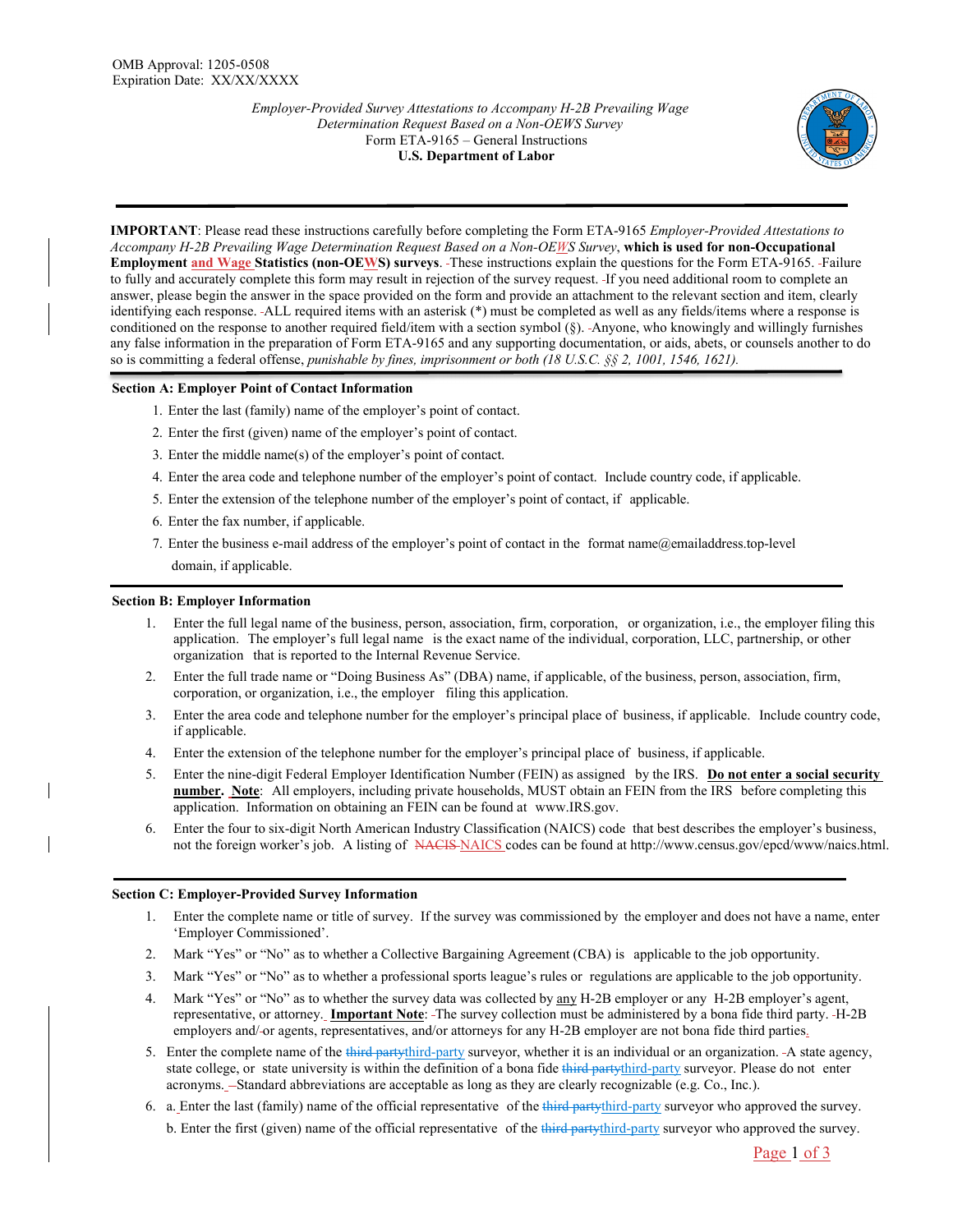OMB Approval: 1205-0508
Expiration Date: XX/XX/XXXX

*Employer-Provided Survey Attestations to Accompany H-2B Prevailing Wage Determination Request Based on a Non-OEWS Survey*
Form ETA-9165 – General Instructions
**U.S. Department of Labor**

---

**IMPORTANT**: Please read these instructions carefully before completing the Form ETA-9165 *Employer-Provided Attestations to Accompany H-2B Prevailing Wage Determination Request Based on a Non-OEWS Survey*, **which is used for non-Occupational Employment and Wage Statistics (non-OEWS) surveys**. These instructions explain the questions for the Form ETA-9165. Failure to fully and accurately complete this form may result in rejection of the survey request. If you need additional room to complete an answer, please begin the answer in the space provided on the form and provide an attachment to the relevant section and item, clearly identifying each response. ALL required items with an asterisk (*) must be completed as well as any fields/items where a response is conditioned on the response to another required field/item with a section symbol (§). Anyone, who knowingly and willingly furnishes any false information in the preparation of Form ETA-9165 and any supporting documentation, or aids, abets, or counsels another to do so is committing a federal offense, *punishable by fines, imprisonment or both (18 U.S.C. §§ 2, 1001, 1546, 1621).*

### Section A: Employer Point of Contact Information

1. Enter the last (family) name of the employer's point of contact.
2. Enter the first (given) name of the employer's point of contact.
3. Enter the middle name(s) of the employer's point of contact.
4. Enter the area code and telephone number of the employer's point of contact. Include country code, if applicable.
5. Enter the extension of the telephone number of the employer's point of contact, if applicable.
6. Enter the fax number, if applicable.
7. Enter the business e-mail address of the employer's point of contact in the format name@emailaddress.top-level domain, if applicable.

### Section B: Employer Information

1. Enter the full legal name of the business, person, association, firm, corporation, or organization, i.e., the employer filing this application. The employer's full legal name is the exact name of the individual, corporation, LLC, partnership, or other organization that is reported to the Internal Revenue Service.
2. Enter the full trade name or "Doing Business As" (DBA) name, if applicable, of the business, person, association, firm, corporation, or organization, i.e., the employer filing this application.
3. Enter the area code and telephone number for the employer's principal place of business, if applicable. Include country code, if applicable.
4. Enter the extension of the telephone number for the employer's principal place of business, if applicable.
5. Enter the nine-digit Federal Employer Identification Number (FEIN) as assigned by the IRS. **Do not enter a social security number.** **Note**: All employers, including private households, MUST obtain an FEIN from the IRS before completing this application. Information on obtaining an FEIN can be found at www.IRS.gov.
6. Enter the four to six-digit North American Industry Classification (NAICS) code that best describes the employer's business, not the foreign worker's job. A listing of NAICS codes can be found at http://www.census.gov/epcd/www/naics.html.

### Section C: Employer-Provided Survey Information

1. Enter the complete name or title of survey. If the survey was commissioned by the employer and does not have a name, enter 'Employer Commissioned'.
2. Mark "Yes" or "No" as to whether a Collective Bargaining Agreement (CBA) is applicable to the job opportunity.
3. Mark "Yes" or "No" as to whether a professional sports league's rules or regulations are applicable to the job opportunity.
4. Mark "Yes" or "No" as to whether the survey data was collected by any H-2B employer or any H-2B employer's agent, representative, or attorney. **Important Note**: The survey collection must be administered by a bona fide third party. H-2B employers and/or agents, representatives, and/or attorneys for any H-2B employer are not bona fide third parties.
5. Enter the complete name of the third-party surveyor, whether it is an individual or an organization. A state agency, state college, or state university is within the definition of a bona fide third-party surveyor. Please do not enter acronyms. Standard abbreviations are acceptable as long as they are clearly recognizable (e.g. Co., Inc.).
6. a. Enter the last (family) name of the official representative of the third-party surveyor who approved the survey.
   b. Enter the first (given) name of the official representative of the third-party surveyor who approved the survey.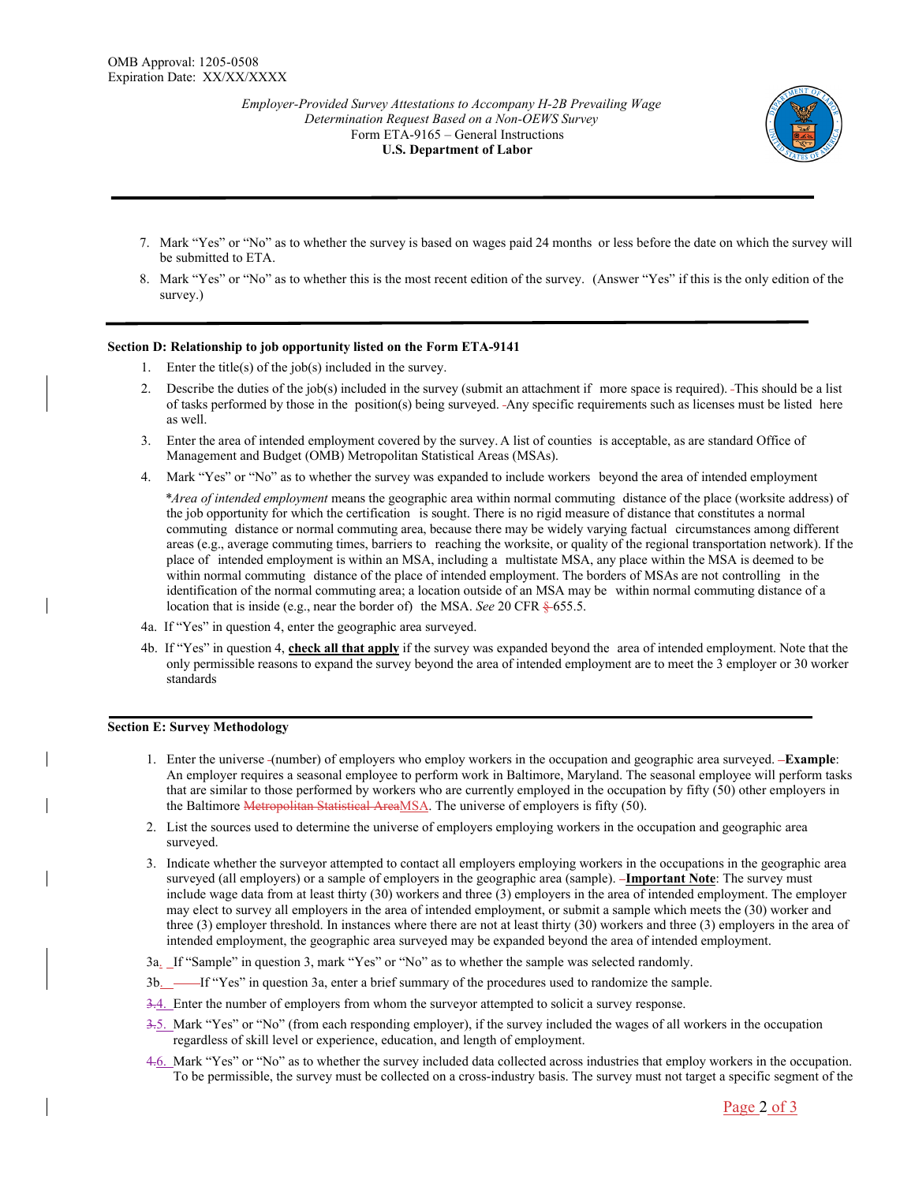7. Mark "Yes" or "No" as to whether the survey is based on wages paid 24 months or less before the date on which the survey will be submitted to ETA.

8. Mark "Yes" or "No" as to whether this is the most recent edition of the survey. (Answer "Yes" if this is the only edition of the survey.)

**Section D: Relationship to job opportunity listed on the Form ETA-9141**

1. Enter the title(s) of the job(s) included in the survey.
2. Describe the duties of the job(s) included in the survey (submit an attachment if more space is required). This should be a list of tasks performed by those in the position(s) being surveyed. Any specific requirements such as licenses must be listed here as well.
3. Enter the area of intended employment covered by the survey. A list of counties is acceptable, as are standard Office of Management and Budget (OMB) Metropolitan Statistical Areas (MSAs).
4. Mark "Yes" or "No" as to whether the survey was expanded to include workers beyond the area of intended employment

   *\*Area of intended employment* means the geographic area within normal commuting distance of the place (worksite address) of the job opportunity for which the certification is sought. There is no rigid measure of distance that constitutes a normal commuting distance or normal commuting area, because there may be widely varying factual circumstances among different areas (e.g., average commuting times, barriers to reaching the worksite, or quality of the regional transportation network). If the place of intended employment is within an MSA, including a multistate MSA, any place within the MSA is deemed to be within normal commuting distance of the place of intended employment. The borders of MSAs are not controlling in the identification of the normal commuting area; a location outside of an MSA may be within normal commuting distance of a location that is inside (e.g., near the border of) the MSA. *See* 20 CFR 655.5.

4a. If "Yes" in question 4, enter the geographic area surveyed.

4b. If "Yes" in question 4, **check all that apply** if the survey was expanded beyond the area of intended employment. Note that the only permissible reasons to expand the survey beyond the area of intended employment are to meet the 3 employer or 30 worker standards

**Section E: Survey Methodology**

1. Enter the universe (number) of employers who employ workers in the occupation and geographic area surveyed. **Example**: An employer requires a seasonal employee to perform work in Baltimore, Maryland. The seasonal employee will perform tasks that are similar to those performed by workers who are currently employed in the occupation by fifty (50) other employers in the Baltimore MSA. The universe of employers is fifty (50).
2. List the sources used to determine the universe of employers employing workers in the occupation and geographic area surveyed.
3. Indicate whether the surveyor attempted to contact all employers employing workers in the occupations in the geographic area surveyed (all employers) or a sample of employers in the geographic area (sample). **Important Note**: The survey must include wage data from at least thirty (30) workers and three (3) employers in the area of intended employment. The employer may elect to survey all employers in the area of intended employment, or submit a sample which meets the (30) worker and three (3) employer threshold. In instances where there are not at least thirty (30) workers and three (3) employers in the area of intended employment, the geographic area surveyed may be expanded beyond the area of intended employment.

3a. If "Sample" in question 3, mark "Yes" or "No" as to whether the sample was selected randomly.

3b. If "Yes" in question 3a, enter a brief summary of the procedures used to randomize the sample.

4. Enter the number of employers from whom the surveyor attempted to solicit a survey response.
5. Mark "Yes" or "No" (from each responding employer), if the survey included the wages of all workers in the occupation regardless of skill level or experience, education, and length of employment.
6. Mark "Yes" or "No" as to whether the survey included data collected across industries that employ workers in the occupation. To be permissible, the survey must be collected on a cross-industry basis. The survey must not target a specific segment of the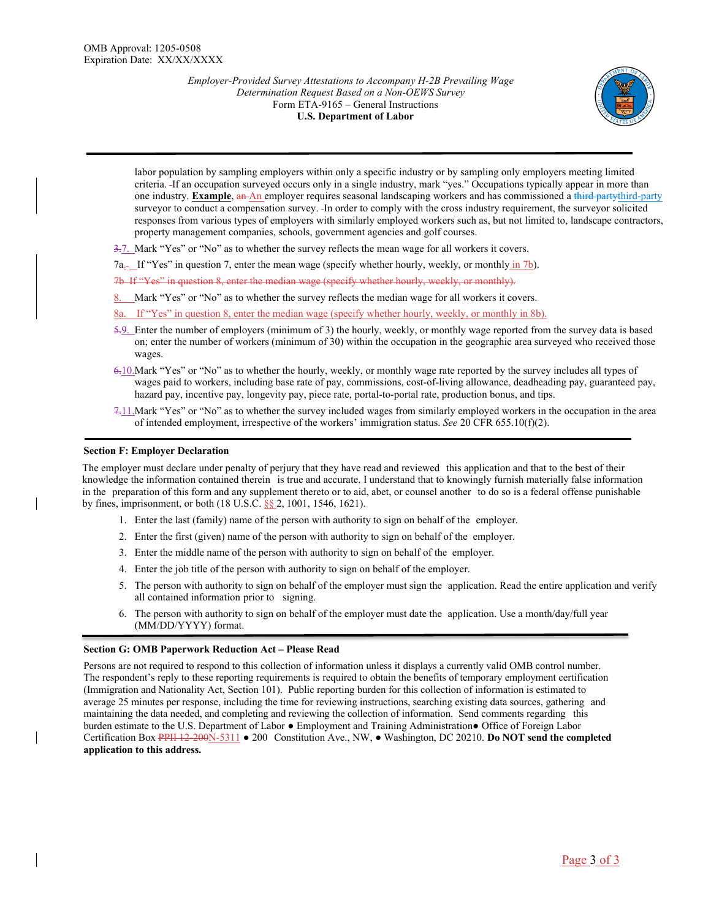labor population by sampling employers within only a specific industry or by sampling only employers meeting limited criteria. If an occupation surveyed occurs only in a single industry, mark "yes." Occupations typically appear in more than one industry. **Example**, An employer requires seasonal landscaping workers and has commissioned a third-party surveyor to conduct a compensation survey. In order to comply with the cross industry requirement, the surveyor solicited responses from various types of employers with similarly employed workers such as, but not limited to, landscape contractors, property management companies, schools, government agencies and golf courses.

7. Mark "Yes" or "No" as to whether the survey reflects the mean wage for all workers it covers.

7a. If "Yes" in question 7, enter the mean wage (specify whether hourly, weekly, or monthly in 7b).

8. Mark "Yes" or "No" as to whether the survey reflects the median wage for all workers it covers.

8a. If "Yes" in question 8, enter the median wage (specify whether hourly, weekly, or monthly in 8b).

9. Enter the number of employers (minimum of 3) the hourly, weekly, or monthly wage reported from the survey data is based on; enter the number of workers (minimum of 30) within the occupation in the geographic area surveyed who received those wages.

10. Mark "Yes" or "No" as to whether the hourly, weekly, or monthly wage rate reported by the survey includes all types of wages paid to workers, including base rate of pay, commissions, cost-of-living allowance, deadheading pay, guaranteed pay, hazard pay, incentive pay, longevity pay, piece rate, portal-to-portal rate, production bonus, and tips.

11. Mark "Yes" or "No" as to whether the survey included wages from similarly employed workers in the occupation in the area of intended employment, irrespective of the workers' immigration status. *See* 20 CFR 655.10(f)(2).

## Section F: Employer Declaration

The employer must declare under penalty of perjury that they have read and reviewed this application and that to the best of their knowledge the information contained therein is true and accurate. I understand that to knowingly furnish materially false information in the preparation of this form and any supplement thereto or to aid, abet, or counsel another to do so is a federal offense punishable by fines, imprisonment, or both (18 U.S.C. §§ 2, 1001, 1546, 1621).

1. Enter the last (family) name of the person with authority to sign on behalf of the employer.
2. Enter the first (given) name of the person with authority to sign on behalf of the employer.
3. Enter the middle name of the person with authority to sign on behalf of the employer.
4. Enter the job title of the person with authority to sign on behalf of the employer.
5. The person with authority to sign on behalf of the employer must sign the application. Read the entire application and verify all contained information prior to signing.
6. The person with authority to sign on behalf of the employer must date the application. Use a month/day/full year (MM/DD/YYYY) format.

## Section G: OMB Paperwork Reduction Act – Please Read

Persons are not required to respond to this collection of information unless it displays a currently valid OMB control number. The respondent's reply to these reporting requirements is required to obtain the benefits of temporary employment certification (Immigration and Nationality Act, Section 101). Public reporting burden for this collection of information is estimated to average 25 minutes per response, including the time for reviewing instructions, searching existing data sources, gathering and maintaining the data needed, and completing and reviewing the collection of information. Send comments regarding this burden estimate to the U.S. Department of Labor ● Employment and Training Administration● Office of Foreign Labor Certification Box N-5311 ● 200 Constitution Ave., NW, ● Washington, DC 20210. **Do NOT send the completed application to this address.**